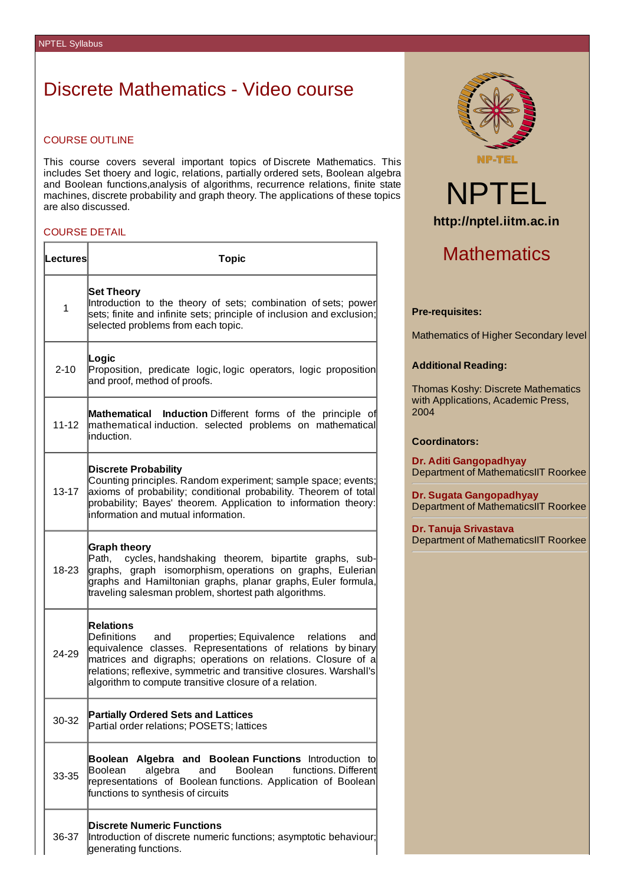# Discrete Mathematics - Video course

## COURSE OUTLINE

This course covers several important topics of Discrete Mathematics. This includes Set thoery and logic, relations, partially ordered sets, Boolean algebra and Boolean functions,analysis of algorithms, recurrence relations, finite state machines, discrete probability and graph theory. The applications of these topics are also discussed.

## COURSE DETAIL

| Lectures | Topic |
|---|---|
| 1 | **Set Theory** Introduction to the theory of sets; combination of sets; power sets; finite and infinite sets; principle of inclusion and exclusion; selected problems from each topic. |
| 2-10 | **Logic** Proposition, predicate logic, logic operators, logic proposition and proof, method of proofs. |
| 11-12 | **Mathematical Induction** Different forms of the principle of mathematical induction. selected problems on mathematical induction. |
| 13-17 | **Discrete Probability** Counting principles. Random experiment; sample space; events; axioms of probability; conditional probability. Theorem of total probability; Bayes' theorem. Application to information theory: information and mutual information. |
| 18-23 | **Graph theory** Path, cycles, handshaking theorem, bipartite graphs, sub-graphs, graph isomorphism, operations on graphs, Eulerian graphs and Hamiltonian graphs, planar graphs, Euler formula, traveling salesman problem, shortest path algorithms. |
| 24-29 | **Relations** Definitions and properties; Equivalence relations and equivalence classes. Representations of relations by binary matrices and digraphs; operations on relations. Closure of a relations; reflexive, symmetric and transitive closures. Warshall's algorithm to compute transitive closure of a relation. |
| 30-32 | **Partially Ordered Sets and Lattices** Partial order relations; POSETS; lattices |
| 33-35 | **Boolean Algebra and Boolean Functions** Introduction to Boolean algebra and Boolean functions. Different representations of Boolean functions. Application of Boolean functions to synthesis of circuits |
| 36-37 | **Discrete Numeric Functions** Introduction of discrete numeric functions; asymptotic behaviour; generating functions. |

NP-TEL

# NPTEL

**http://nptel.iitm.ac.in**

## Mathematics

**Pre-requisites:**

Mathematics of Higher Secondary level

**Additional Reading:**

Thomas Koshy: Discrete Mathematics with Applications, Academic Press, 2004

**Coordinators:**

**Dr. Aditi Gangopadhyay**
Department of MathematicsIIT Roorkee

**Dr. Sugata Gangopadhyay**
Department of MathematicsIIT Roorkee

**Dr. Tanuja Srivastava**
Department of MathematicsIIT Roorkee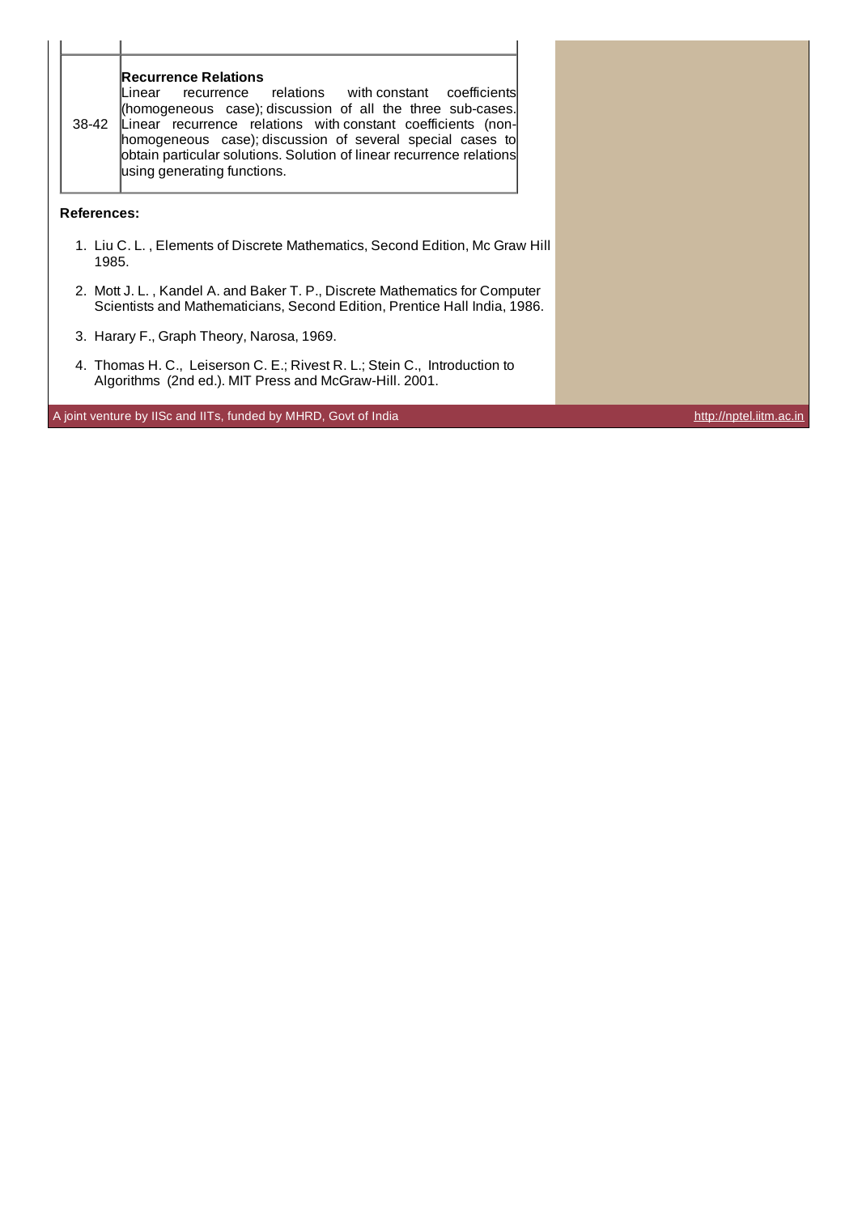| | |
|---|---|
| 38-42 | **Recurrence Relations**<br>Linear recurrence relations with constant coefficients (homogeneous case); discussion of all the three sub-cases. Linear recurrence relations with constant coefficients (non-homogeneous case); discussion of several special cases to obtain particular solutions. Solution of linear recurrence relations using generating functions. |

**References:**

1. Liu C. L. , Elements of Discrete Mathematics, Second Edition, Mc Graw Hill 1985.
2. Mott J. L. , Kandel A. and Baker T. P., Discrete Mathematics for Computer Scientists and Mathematicians, Second Edition, Prentice Hall India, 1986.
3. Harary F., Graph Theory, Narosa, 1969.
4. Thomas H. C., Leiserson C. E.; Rivest R. L.; Stein C., Introduction to Algorithms (2nd ed.). MIT Press and McGraw-Hill. 2001.

A joint venture by IISc and IITs, funded by MHRD, Govt of India http://nptel.iitm.ac.in